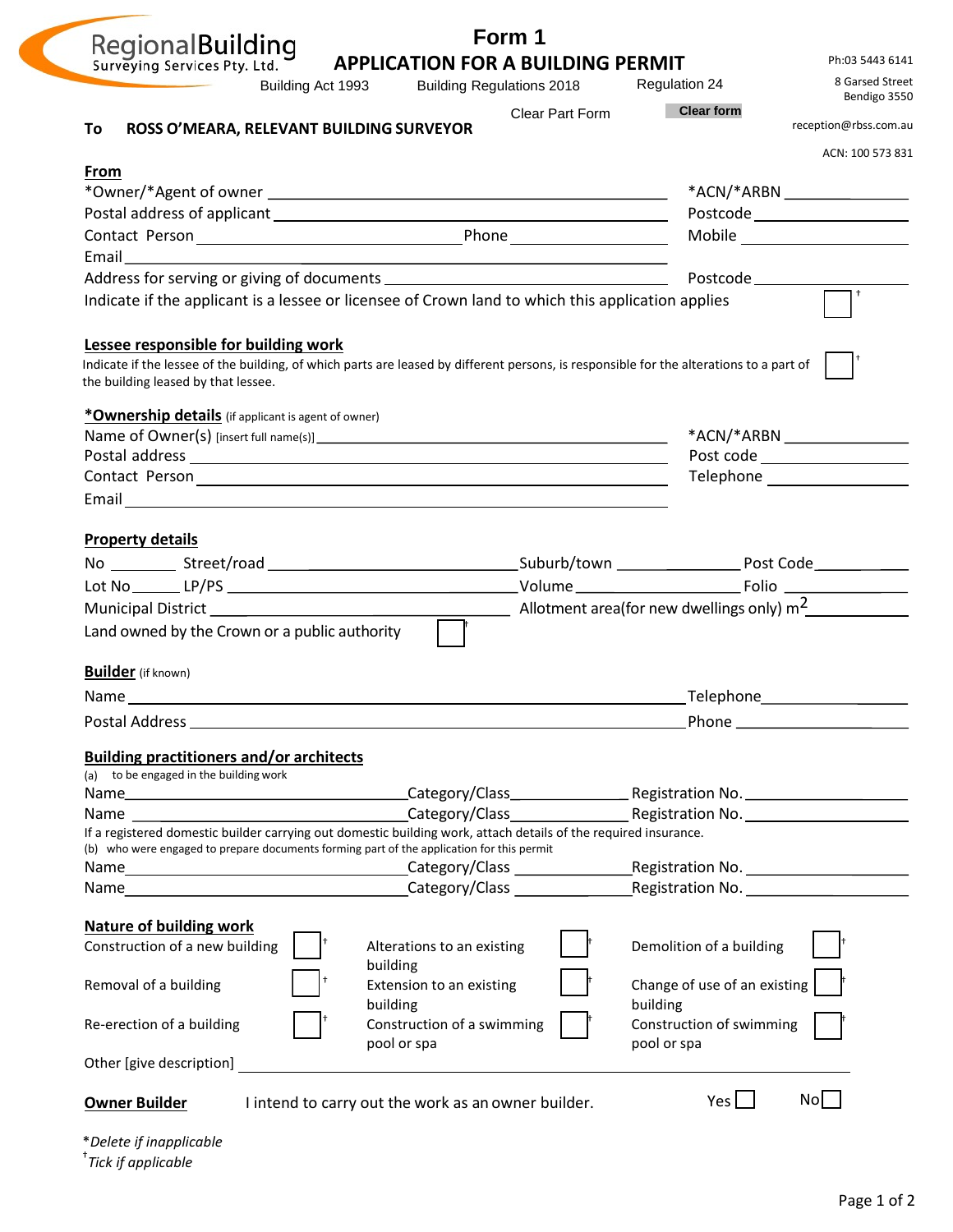RegionalBuilding
Surveying Services Pty. Ltd.

# Form 1
## APPLICATION FOR A BUILDING PERMIT

Building Act 1993 Building Regulations 2018 Regulation 24

Ph:03 5443 6141
8 Garsed Street
Bendigo 3550
reception@rbss.com.au
ACN: 100 573 831

Clear Part Form Clear form

**To ROSS O'MEARA, RELEVANT BUILDING SURVEYOR**

**From**

*Owner/*Agent of owner ______________________ *ACN/*ARBN ______________
Postal address of applicant ______________________ Postcode ______________
Contact Person ______________ Phone ______________ Mobile ______________
Email ______________________
Address for serving or giving of documents ______________________ Postcode ______________
Indicate if the applicant is a lessee or licensee of Crown land to which this application applies ☐†

**Lessee responsible for building work**

Indicate if the lessee of the building, of which parts are leased by different persons, is responsible for the alterations to a part of the building leased by that lessee. ☐†

***Ownership details** (if applicant is agent of owner)

Name of Owner(s) [insert full name(s)] ______________________ *ACN/*ARBN ______________
Postal address ______________________ Post code ______________
Contact Person ______________________ Telephone ______________
Email ______________________

**Property details**

No ________ Street/road ______________ Suburb/town ______________ Post Code ______________
Lot No ______ LP/PS ______________ Volume ______________ Folio ______________
Municipal District ______________ Allotment area(for new dwellings only) $m^2$ ______________
Land owned by the Crown or a public authority ☐†

**Builder** (if known)

Name ______________________ Telephone ______________
Postal Address ______________________ Phone ______________

**Building practitioners and/or architects**

(a) to be engaged in the building work

Name ______________ Category/Class ______________ Registration No. ______________
Name ______________ Category/Class ______________ Registration No. ______________

If a registered domestic builder carrying out domestic building work, attach details of the required insurance.

(b) who were engaged to prepare documents forming part of the application for this permit

Name ______________ Category/Class ______________ Registration No. ______________
Name ______________ Category/Class ______________ Registration No. ______________

**Nature of building work**

| | | | | | |
|---|---|---|---|---|---|
| Construction of a new building | ☐† | Alterations to an existing building | ☐† | Demolition of a building | ☐† |
| Removal of a building | ☐† | Extension to an existing building | ☐† | Change of use of an existing building | ☐† |
| Re-erection of a building | ☐† | Construction of a swimming pool or spa | ☐† | Construction of swimming pool or spa | ☐† |

Other [give description] ______________________

**Owner Builder** I intend to carry out the work as an owner builder. Yes ☐ No ☐

*Delete if inapplicable
†Tick if applicable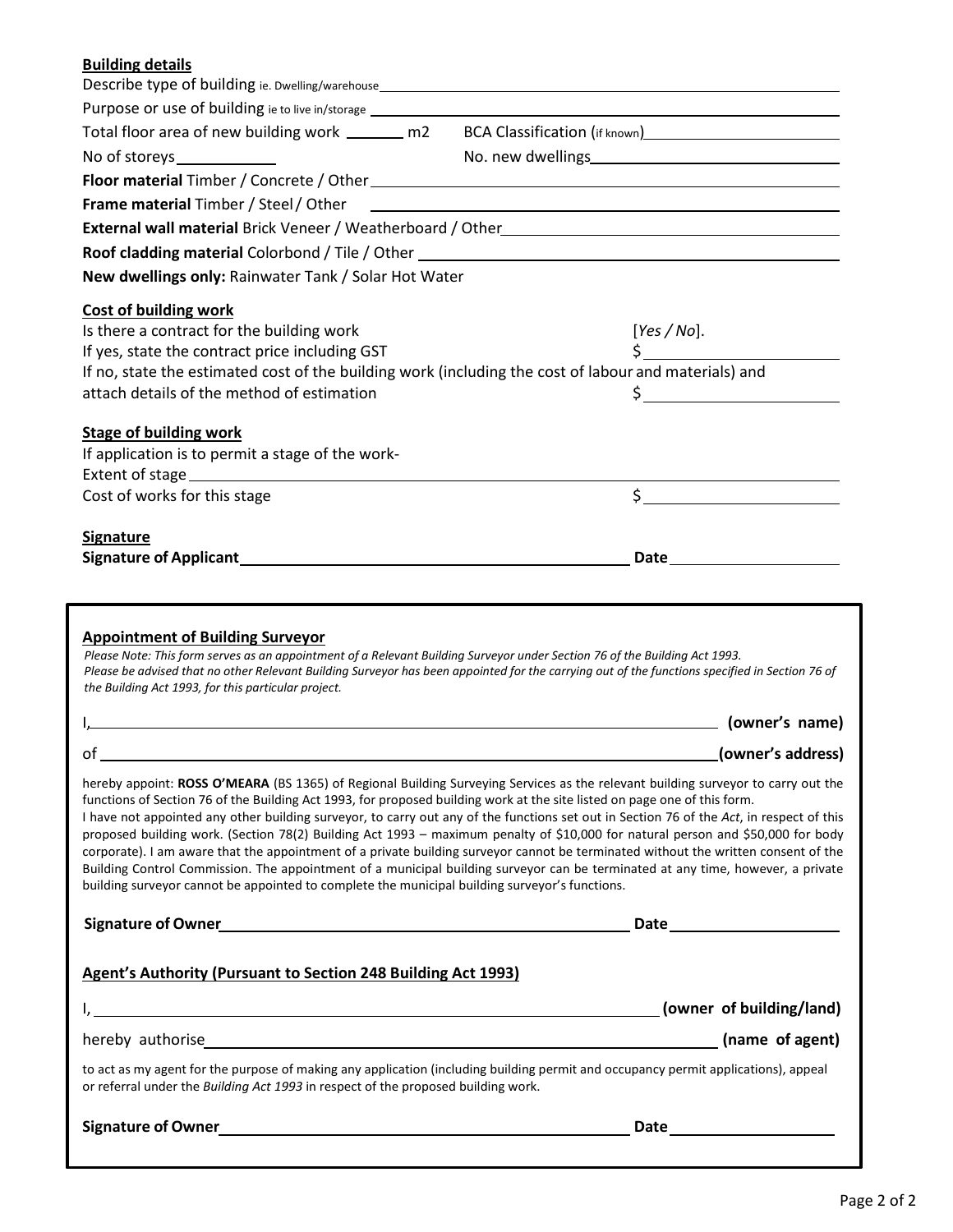**Building details**

Describe type of building ie. Dwelling/warehouse\_\_\_\_\_\_\_\_\_\_\_\_\_\_\_\_\_\_\_\_

Purpose or use of building ie to live in/storage \_\_\_\_\_\_\_\_\_\_\_\_\_\_\_\_\_\_\_\_

Total floor area of new building work \_\_\_\_\_\_\_ m2 BCA Classification (if known)\_\_\_\_\_\_\_\_\_\_\_\_\_\_\_\_\_\_\_\_

No of storeys\_\_\_\_\_\_\_\_\_\_\_\_ No. new dwellings\_\_\_\_\_\_\_\_\_\_\_\_\_\_\_\_\_\_\_\_

**Floor material** Timber / Concrete / Other\_\_\_\_\_\_\_\_\_\_\_\_\_\_\_\_\_\_\_\_

**Frame material** Timber / Steel / Other \_\_\_\_\_\_\_\_\_\_\_\_\_\_\_\_\_\_\_\_

**External wall material** Brick Veneer / Weatherboard / Other\_\_\_\_\_\_\_\_\_\_\_\_\_\_\_\_\_\_\_\_

**Roof cladding material** Colorbond / Tile / Other \_\_\_\_\_\_\_\_\_\_\_\_\_\_\_\_\_\_\_\_

**New dwellings only:** Rainwater Tank / Solar Hot Water

**Cost of building work**

Is there a contract for the building work [*Yes / No*].

If yes, state the contract price including GST $\_\_\_\_\_\_\_\_\_\_\_\_\_\_\_\_\_\_\_\_

If no, state the estimated cost of the building work (including the cost of labour and materials) and attach details of the method of estimation $\_\_\_\_\_\_\_\_\_\_\_\_\_\_\_\_\_\_\_\_

**Stage of building work**

If application is to permit a stage of the work-

Extent of stage\_\_\_\_\_\_\_\_\_\_\_\_\_\_\_\_\_\_\_\_

Cost of works for this stage $\_\_\_\_\_\_\_\_\_\_\_\_\_\_\_\_\_\_\_\_

**Signature**

**Signature of Applicant**\_\_\_\_\_\_\_\_\_\_\_\_\_\_\_\_\_\_\_\_ **Date**\_\_\_\_\_\_\_\_\_\_\_\_\_\_\_\_\_\_\_\_

**Appointment of Building Surveyor**

*Please Note: This form serves as an appointment of a Relevant Building Surveyor under Section 76 of the Building Act 1993.*
*Please be advised that no other Relevant Building Surveyor has been appointed for the carrying out of the functions specified in Section 76 of the Building Act 1993, for this particular project.*

I,\_\_\_\_\_\_\_\_\_\_\_\_\_\_\_\_\_\_\_\_ **(owner's name)**

of \_\_\_\_\_\_\_\_\_\_\_\_\_\_\_\_\_\_\_\_**(owner's address)**

hereby appoint: **ROSS O'MEARA** (BS 1365) of Regional Building Surveying Services as the relevant building surveyor to carry out the functions of Section 76 of the Building Act 1993, for proposed building work at the site listed on page one of this form.
I have not appointed any other building surveyor, to carry out any of the functions set out in Section 76 of the *Act*, in respect of this proposed building work. (Section 78(2) Building Act 1993 – maximum penalty of $10,000 for natural person and $50,000 for body corporate). I am aware that the appointment of a private building surveyor cannot be terminated without the written consent of the Building Control Commission. The appointment of a municipal building surveyor can be terminated at any time, however, a private building surveyor cannot be appointed to complete the municipal building surveyor's functions.

**Signature of Owner**\_\_\_\_\_\_\_\_\_\_\_\_\_\_\_\_\_\_\_\_ **Date**\_\_\_\_\_\_\_\_\_\_\_\_\_\_\_\_\_\_\_\_

**Agent's Authority (Pursuant to Section 248 Building Act 1993)**

I, \_\_\_\_\_\_\_\_\_\_\_\_\_\_\_\_\_\_\_\_**(owner of building/land)**

hereby authorise\_\_\_\_\_\_\_\_\_\_\_\_\_\_\_\_\_\_\_\_ **(name of agent)**

to act as my agent for the purpose of making any application (including building permit and occupancy permit applications), appeal or referral under the *Building Act 1993* in respect of the proposed building work.

**Signature of Owner**\_\_\_\_\_\_\_\_\_\_\_\_\_\_\_\_\_\_\_\_ **Date**\_\_\_\_\_\_\_\_\_\_\_\_\_\_\_\_\_\_\_\_